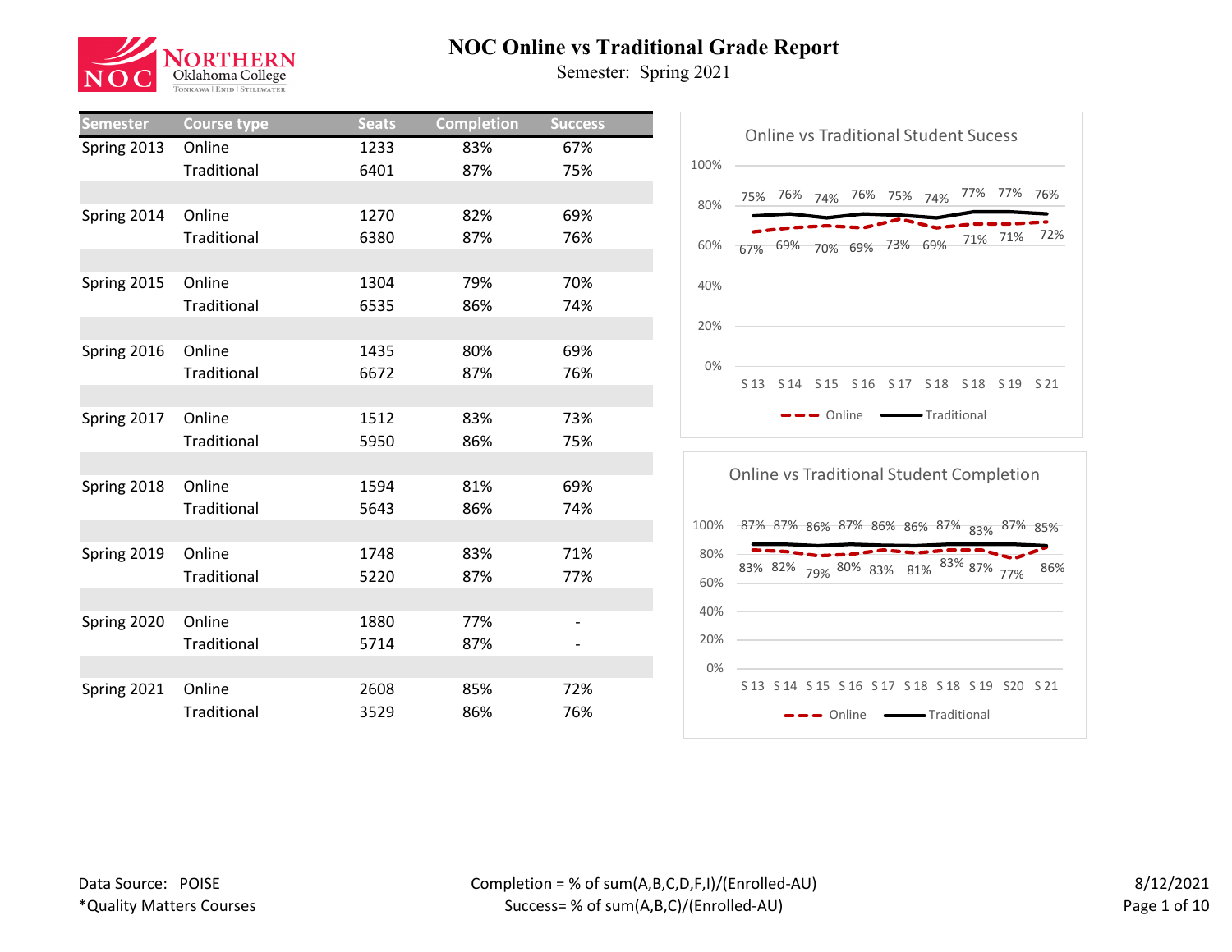# NOC Online vs Traditional Grade Report

Semester: Spring 2021

| Semester | Course type | Seats | Completion | Success |
|---|---|---|---|---|
| Spring 2013 | Online | 1233 | 83% | 67% |
| | Traditional | 6401 | 87% | 75% |
| Spring 2014 | Online | 1270 | 82% | 69% |
| | Traditional | 6380 | 87% | 76% |
| Spring 2015 | Online | 1304 | 79% | 70% |
| | Traditional | 6535 | 86% | 74% |
| Spring 2016 | Online | 1435 | 80% | 69% |
| | Traditional | 6672 | 87% | 76% |
| Spring 2017 | Online | 1512 | 83% | 73% |
| | Traditional | 5950 | 86% | 75% |
| Spring 2018 | Online | 1594 | 81% | 69% |
| | Traditional | 5643 | 86% | 74% |
| Spring 2019 | Online | 1748 | 83% | 71% |
| | Traditional | 5220 | 87% | 77% |
| Spring 2020 | Online | 1880 | 77% | - |
| | Traditional | 5714 | 87% | - |
| Spring 2021 | Online | 2608 | 85% | 72% |
| | Traditional | 3529 | 86% | 76% |

**Online vs Traditional Student Sucess**

| | S 13 | S 14 | S 15 | S 16 | S 17 | S 18 | S 18 | S 19 | S 21 |
|---|---|---|---|---|---|---|---|---|---|
| Online | 67% | 69% | 70% | 69% | 73% | 69% | 71% | 71% | 72% |
| Traditional | 75% | 76% | 74% | 76% | 75% | 74% | 77% | 77% | 76% |

**Online vs Traditional Student Completion**

| | S 13 | S 14 | S 15 | S 16 | S 17 | S 18 | S 18 | S 19 | S20 | S 21 |
|---|---|---|---|---|---|---|---|---|---|---|
| Online | 83% | 82% | 79% | 80% | 83% | 81% | 83% | 87% | 77% | 86% |
| Traditional | 87% | 87% | 86% | 87% | 86% | 86% | 87% | 83% | 87% | 85% |

Data Source: POISE
*Quality Matters Courses

Completion = % of sum(A,B,C,D,F,I)/(Enrolled-AU)
Success= % of sum(A,B,C)/(Enrolled-AU)

8/12/2021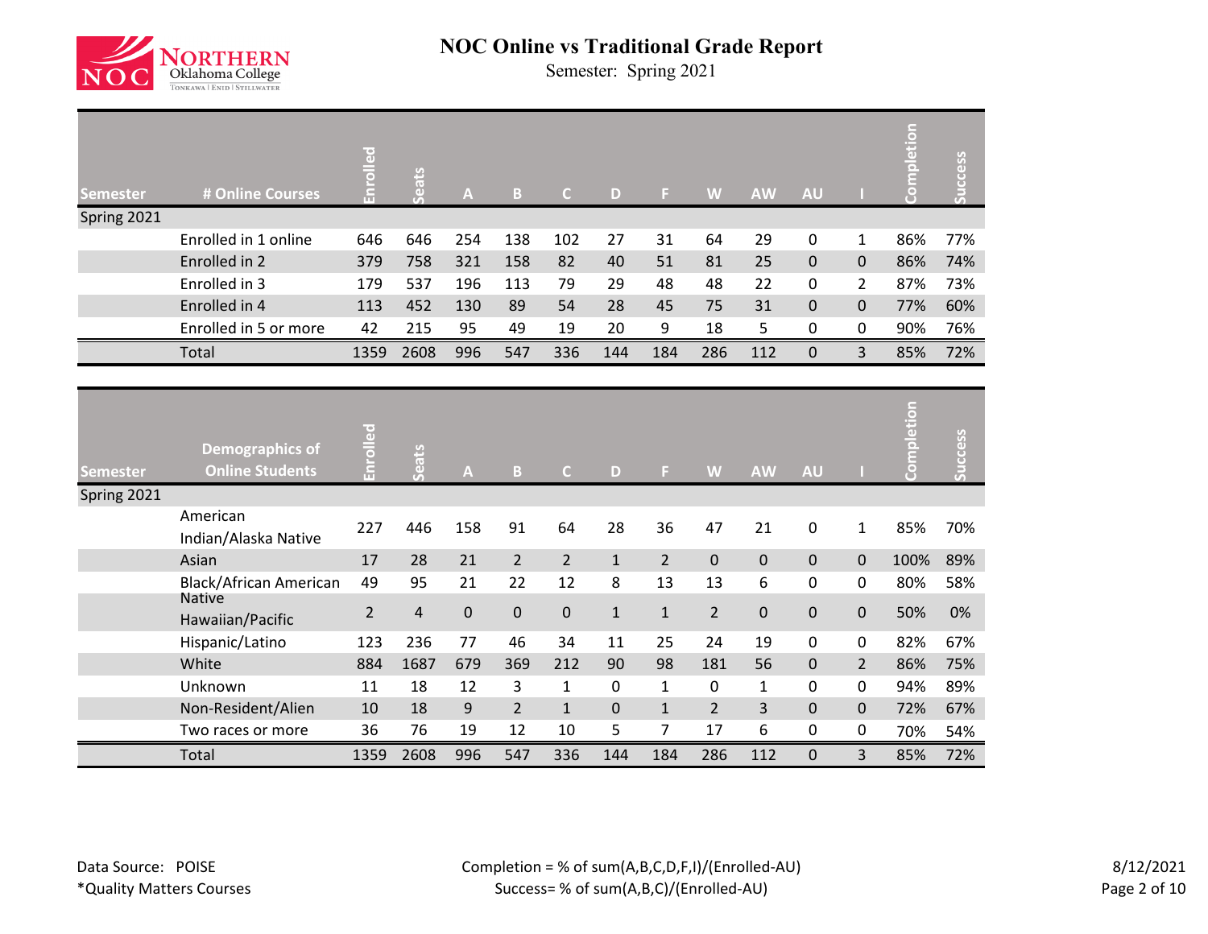# NOC Online vs Traditional Grade Report

Semester: Spring 2021

| Semester | # Online Courses | Enrolled | Seats | A | B | C | D | F | W | AW | AU | I | Completion | Success |
|---|---|---|---|---|---|---|---|---|---|---|---|---|---|---|
| Spring 2021 | | | | | | | | | | | | | | |
| | Enrolled in 1 online | 646 | 646 | 254 | 138 | 102 | 27 | 31 | 64 | 29 | 0 | 1 | 86% | 77% |
| | Enrolled in 2 | 379 | 758 | 321 | 158 | 82 | 40 | 51 | 81 | 25 | 0 | 0 | 86% | 74% |
| | Enrolled in 3 | 179 | 537 | 196 | 113 | 79 | 29 | 48 | 48 | 22 | 0 | 2 | 87% | 73% |
| | Enrolled in 4 | 113 | 452 | 130 | 89 | 54 | 28 | 45 | 75 | 31 | 0 | 0 | 77% | 60% |
| | Enrolled in 5 or more | 42 | 215 | 95 | 49 | 19 | 20 | 9 | 18 | 5 | 0 | 0 | 90% | 76% |
| | Total | 1359 | 2608 | 996 | 547 | 336 | 144 | 184 | 286 | 112 | 0 | 3 | 85% | 72% |

| Semester | Demographics of Online Students | Enrolled | Seats | A | B | C | D | F | W | AW | AU | I | Completion | Success |
|---|---|---|---|---|---|---|---|---|---|---|---|---|---|---|
| Spring 2021 | | | | | | | | | | | | | | |
| | American Indian/Alaska Native | 227 | 446 | 158 | 91 | 64 | 28 | 36 | 47 | 21 | 0 | 1 | 85% | 70% |
| | Asian | 17 | 28 | 21 | 2 | 2 | 1 | 2 | 0 | 0 | 0 | 0 | 100% | 89% |
| | Black/African American | 49 | 95 | 21 | 22 | 12 | 8 | 13 | 13 | 6 | 0 | 0 | 80% | 58% |
| | Native Hawaiian/Pacific | 2 | 4 | 0 | 0 | 0 | 1 | 1 | 2 | 0 | 0 | 0 | 50% | 0% |
| | Hispanic/Latino | 123 | 236 | 77 | 46 | 34 | 11 | 25 | 24 | 19 | 0 | 0 | 82% | 67% |
| | White | 884 | 1687 | 679 | 369 | 212 | 90 | 98 | 181 | 56 | 0 | 2 | 86% | 75% |
| | Unknown | 11 | 18 | 12 | 3 | 1 | 0 | 1 | 0 | 1 | 0 | 0 | 94% | 89% |
| | Non-Resident/Alien | 10 | 18 | 9 | 2 | 1 | 0 | 1 | 2 | 3 | 0 | 0 | 72% | 67% |
| | Two races or more | 36 | 76 | 19 | 12 | 10 | 5 | 7 | 17 | 6 | 0 | 0 | 70% | 54% |
| | Total | 1359 | 2608 | 996 | 547 | 336 | 144 | 184 | 286 | 112 | 0 | 3 | 85% | 72% |

Data Source: POISE

*Quality Matters Courses

Completion = % of sum(A,B,C,D,F,I)/(Enrolled-AU)

Success= % of sum(A,B,C)/(Enrolled-AU)

8/12/2021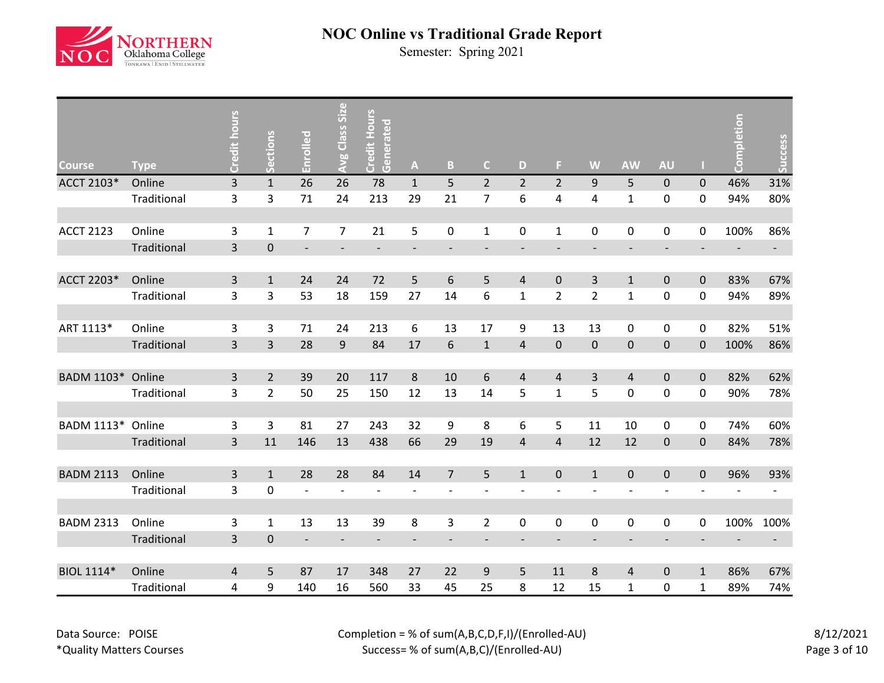# NOC Online vs Traditional Grade Report

Semester: Spring 2021

| Course | Type | Credit hours | Sections | Enrolled | Avg Class Size | Credit Hours Generated | A | B | C | D | F | W | AW | AU | I | Completion | Success |
|---|---|---|---|---|---|---|---|---|---|---|---|---|---|---|---|---|---|
| ACCT 2103* | Online | 3 | 1 | 26 | 26 | 78 | 1 | 5 | 2 | 2 | 2 | 9 | 5 | 0 | 0 | 46% | 31% |
| | Traditional | 3 | 3 | 71 | 24 | 213 | 29 | 21 | 7 | 6 | 4 | 4 | 1 | 0 | 0 | 94% | 80% |
| ACCT 2123 | Online | 3 | 1 | 7 | 7 | 21 | 5 | 0 | 1 | 0 | 1 | 0 | 0 | 0 | 0 | 100% | 86% |
| | Traditional | 3 | 0 | - | - | - | - | - | - | - | - | - | - | - | - | - | - |
| ACCT 2203* | Online | 3 | 1 | 24 | 24 | 72 | 5 | 6 | 5 | 4 | 0 | 3 | 1 | 0 | 0 | 83% | 67% |
| | Traditional | 3 | 3 | 53 | 18 | 159 | 27 | 14 | 6 | 1 | 2 | 2 | 1 | 0 | 0 | 94% | 89% |
| ART 1113* | Online | 3 | 3 | 71 | 24 | 213 | 6 | 13 | 17 | 9 | 13 | 13 | 0 | 0 | 0 | 82% | 51% |
| | Traditional | 3 | 3 | 28 | 9 | 84 | 17 | 6 | 1 | 4 | 0 | 0 | 0 | 0 | 0 | 100% | 86% |
| BADM 1103* | Online | 3 | 2 | 39 | 20 | 117 | 8 | 10 | 6 | 4 | 4 | 3 | 4 | 0 | 0 | 82% | 62% |
| | Traditional | 3 | 2 | 50 | 25 | 150 | 12 | 13 | 14 | 5 | 1 | 5 | 0 | 0 | 0 | 90% | 78% |
| BADM 1113* | Online | 3 | 3 | 81 | 27 | 243 | 32 | 9 | 8 | 6 | 5 | 11 | 10 | 0 | 0 | 74% | 60% |
| | Traditional | 3 | 11 | 146 | 13 | 438 | 66 | 29 | 19 | 4 | 4 | 12 | 12 | 0 | 0 | 84% | 78% |
| BADM 2113 | Online | 3 | 1 | 28 | 28 | 84 | 14 | 7 | 5 | 1 | 0 | 1 | 0 | 0 | 0 | 96% | 93% |
| | Traditional | 3 | 0 | - | - | - | - | - | - | - | - | - | - | - | - | - | - |
| BADM 2313 | Online | 3 | 1 | 13 | 13 | 39 | 8 | 3 | 2 | 0 | 0 | 0 | 0 | 0 | 0 | 100% | 100% |
| | Traditional | 3 | 0 | - | - | - | - | - | - | - | - | - | - | - | - | - | - |
| BIOL 1114* | Online | 4 | 5 | 87 | 17 | 348 | 27 | 22 | 9 | 5 | 11 | 8 | 4 | 0 | 1 | 86% | 67% |
| | Traditional | 4 | 9 | 140 | 16 | 560 | 33 | 45 | 25 | 8 | 12 | 15 | 1 | 0 | 1 | 89% | 74% |

Data Source: POISE

*Quality Matters Courses

Completion = % of sum(A,B,C,D,F,I)/(Enrolled-AU)

Success= % of sum(A,B,C)/(Enrolled-AU)

8/12/2021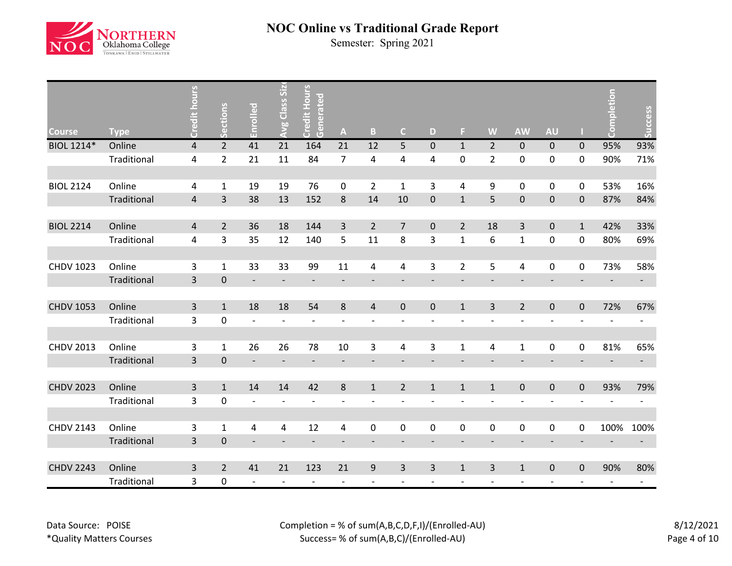# NOC Online vs Traditional Grade Report

Semester: Spring 2021

| Course | Type | Credit hours | Sections | Enrolled | Avg Class Size | Credit Hours Generated | A | B | C | D | F | W | AW | AU | I | Completion | Success |
|---|---|---|---|---|---|---|---|---|---|---|---|---|---|---|---|---|---|
| BIOL 1214* | Online | 4 | 2 | 41 | 21 | 164 | 21 | 12 | 5 | 0 | 1 | 2 | 0 | 0 | 0 | 95% | 93% |
| | Traditional | 4 | 2 | 21 | 11 | 84 | 7 | 4 | 4 | 4 | 0 | 2 | 0 | 0 | 0 | 90% | 71% |
| BIOL 2124 | Online | 4 | 1 | 19 | 19 | 76 | 0 | 2 | 1 | 3 | 4 | 9 | 0 | 0 | 0 | 53% | 16% |
| | Traditional | 4 | 3 | 38 | 13 | 152 | 8 | 14 | 10 | 0 | 1 | 5 | 0 | 0 | 0 | 87% | 84% |
| BIOL 2214 | Online | 4 | 2 | 36 | 18 | 144 | 3 | 2 | 7 | 0 | 2 | 18 | 3 | 0 | 1 | 42% | 33% |
| | Traditional | 4 | 3 | 35 | 12 | 140 | 5 | 11 | 8 | 3 | 1 | 6 | 1 | 0 | 0 | 80% | 69% |
| CHDV 1023 | Online | 3 | 1 | 33 | 33 | 99 | 11 | 4 | 4 | 3 | 2 | 5 | 4 | 0 | 0 | 73% | 58% |
| | Traditional | 3 | 0 | - | - | - | - | - | - | - | - | - | - | - | - | - | - |
| CHDV 1053 | Online | 3 | 1 | 18 | 18 | 54 | 8 | 4 | 0 | 0 | 1 | 3 | 2 | 0 | 0 | 72% | 67% |
| | Traditional | 3 | 0 | - | - | - | - | - | - | - | - | - | - | - | - | - | - |
| CHDV 2013 | Online | 3 | 1 | 26 | 26 | 78 | 10 | 3 | 4 | 3 | 1 | 4 | 1 | 0 | 0 | 81% | 65% |
| | Traditional | 3 | 0 | - | - | - | - | - | - | - | - | - | - | - | - | - | - |
| CHDV 2023 | Online | 3 | 1 | 14 | 14 | 42 | 8 | 1 | 2 | 1 | 1 | 1 | 0 | 0 | 0 | 93% | 79% |
| | Traditional | 3 | 0 | - | - | - | - | - | - | - | - | - | - | - | - | - | - |
| CHDV 2143 | Online | 3 | 1 | 4 | 4 | 12 | 4 | 0 | 0 | 0 | 0 | 0 | 0 | 0 | 0 | 100% | 100% |
| | Traditional | 3 | 0 | - | - | - | - | - | - | - | - | - | - | - | - | - | - |
| CHDV 2243 | Online | 3 | 2 | 41 | 21 | 123 | 21 | 9 | 3 | 3 | 1 | 3 | 1 | 0 | 0 | 90% | 80% |
| | Traditional | 3 | 0 | - | - | - | - | - | - | - | - | - | - | - | - | - | - |

Data Source: POISE

*Quality Matters Courses

Completion = % of sum(A,B,C,D,F,I)/(Enrolled-AU)

Success= % of sum(A,B,C)/(Enrolled-AU)

8/12/2021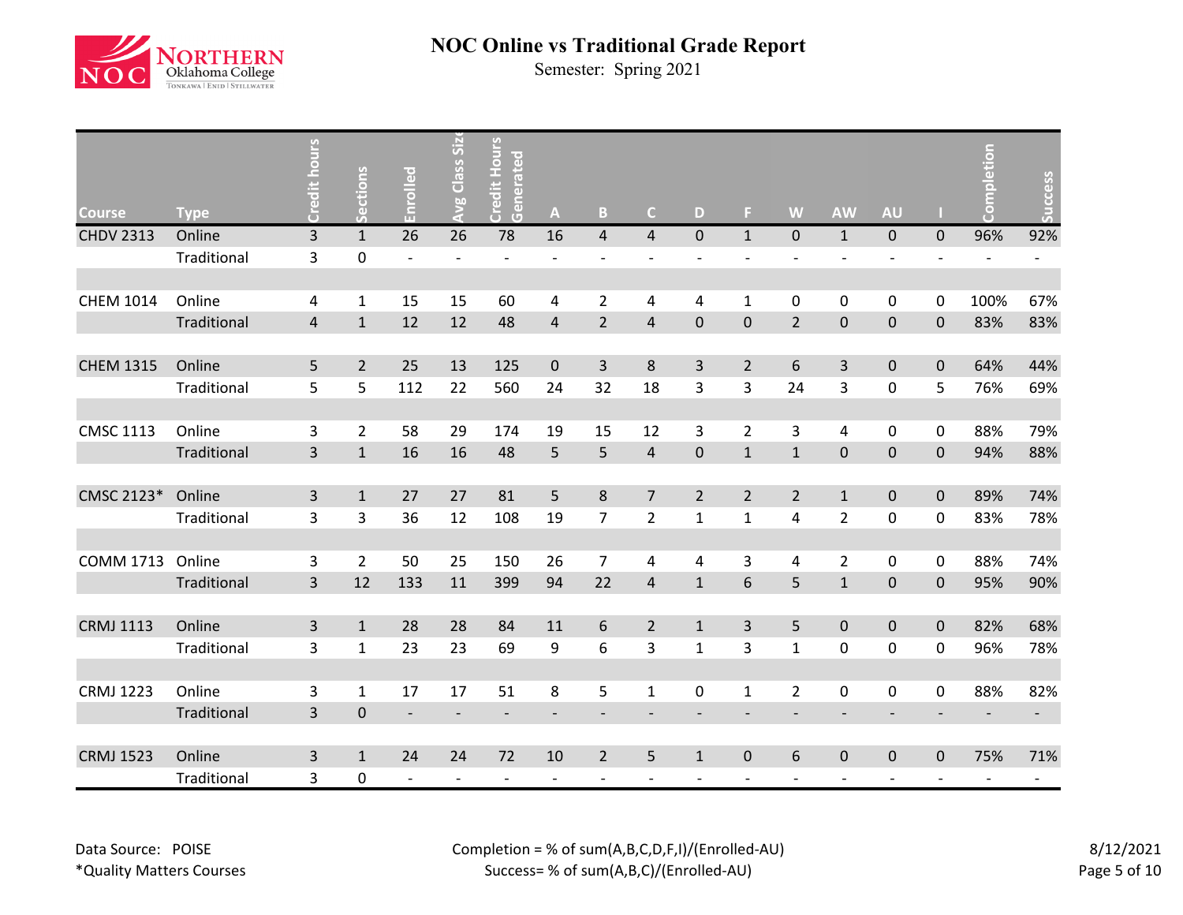# NOC Online vs Traditional Grade Report

Semester: Spring 2021

| Course | Type | Credit hours | Sections | Enrolled | Avg Class Size | Credit Hours Generated | A | B | C | D | F | W | AW | AU | I | Completion | Success |
|---|---|---|---|---|---|---|---|---|---|---|---|---|---|---|---|---|---|
| CHDV 2313 | Online | 3 | 1 | 26 | 26 | 78 | 16 | 4 | 4 | 0 | 1 | 0 | 1 | 0 | 0 | 96% | 92% |
| | Traditional | 3 | 0 | - | - | - | - | - | - | - | - | - | - | - | - | - | - |
| | | | | | | | | | | | | | | | | | |
| CHEM 1014 | Online | 4 | 1 | 15 | 15 | 60 | 4 | 2 | 4 | 4 | 1 | 0 | 0 | 0 | 0 | 100% | 67% |
| | Traditional | 4 | 1 | 12 | 12 | 48 | 4 | 2 | 4 | 0 | 0 | 2 | 0 | 0 | 0 | 83% | 83% |
| | | | | | | | | | | | | | | | | | |
| CHEM 1315 | Online | 5 | 2 | 25 | 13 | 125 | 0 | 3 | 8 | 3 | 2 | 6 | 3 | 0 | 0 | 64% | 44% |
| | Traditional | 5 | 5 | 112 | 22 | 560 | 24 | 32 | 18 | 3 | 3 | 24 | 3 | 0 | 5 | 76% | 69% |
| | | | | | | | | | | | | | | | | | |
| CMSC 1113 | Online | 3 | 2 | 58 | 29 | 174 | 19 | 15 | 12 | 3 | 2 | 3 | 4 | 0 | 0 | 88% | 79% |
| | Traditional | 3 | 1 | 16 | 16 | 48 | 5 | 5 | 4 | 0 | 1 | 1 | 0 | 0 | 0 | 94% | 88% |
| | | | | | | | | | | | | | | | | | |
| CMSC 2123* | Online | 3 | 1 | 27 | 27 | 81 | 5 | 8 | 7 | 2 | 2 | 2 | 1 | 0 | 0 | 89% | 74% |
| | Traditional | 3 | 3 | 36 | 12 | 108 | 19 | 7 | 2 | 1 | 1 | 4 | 2 | 0 | 0 | 83% | 78% |
| | | | | | | | | | | | | | | | | | |
| COMM 1713 | Online | 3 | 2 | 50 | 25 | 150 | 26 | 7 | 4 | 4 | 3 | 4 | 2 | 0 | 0 | 88% | 74% |
| | Traditional | 3 | 12 | 133 | 11 | 399 | 94 | 22 | 4 | 1 | 6 | 5 | 1 | 0 | 0 | 95% | 90% |
| | | | | | | | | | | | | | | | | | |
| CRMJ 1113 | Online | 3 | 1 | 28 | 28 | 84 | 11 | 6 | 2 | 1 | 3 | 5 | 0 | 0 | 0 | 82% | 68% |
| | Traditional | 3 | 1 | 23 | 23 | 69 | 9 | 6 | 3 | 1 | 3 | 1 | 0 | 0 | 0 | 96% | 78% |
| | | | | | | | | | | | | | | | | | |
| CRMJ 1223 | Online | 3 | 1 | 17 | 17 | 51 | 8 | 5 | 1 | 0 | 1 | 2 | 0 | 0 | 0 | 88% | 82% |
| | Traditional | 3 | 0 | - | - | - | - | - | - | - | - | - | - | - | - | - | - |
| | | | | | | | | | | | | | | | | | |
| CRMJ 1523 | Online | 3 | 1 | 24 | 24 | 72 | 10 | 2 | 5 | 1 | 0 | 6 | 0 | 0 | 0 | 75% | 71% |
| | Traditional | 3 | 0 | - | - | - | - | - | - | - | - | - | - | - | - | - | - |

Data Source: POISE

*Quality Matters Courses

Completion = % of sum(A,B,C,D,F,I)/(Enrolled-AU)

Success= % of sum(A,B,C)/(Enrolled-AU)

8/12/2021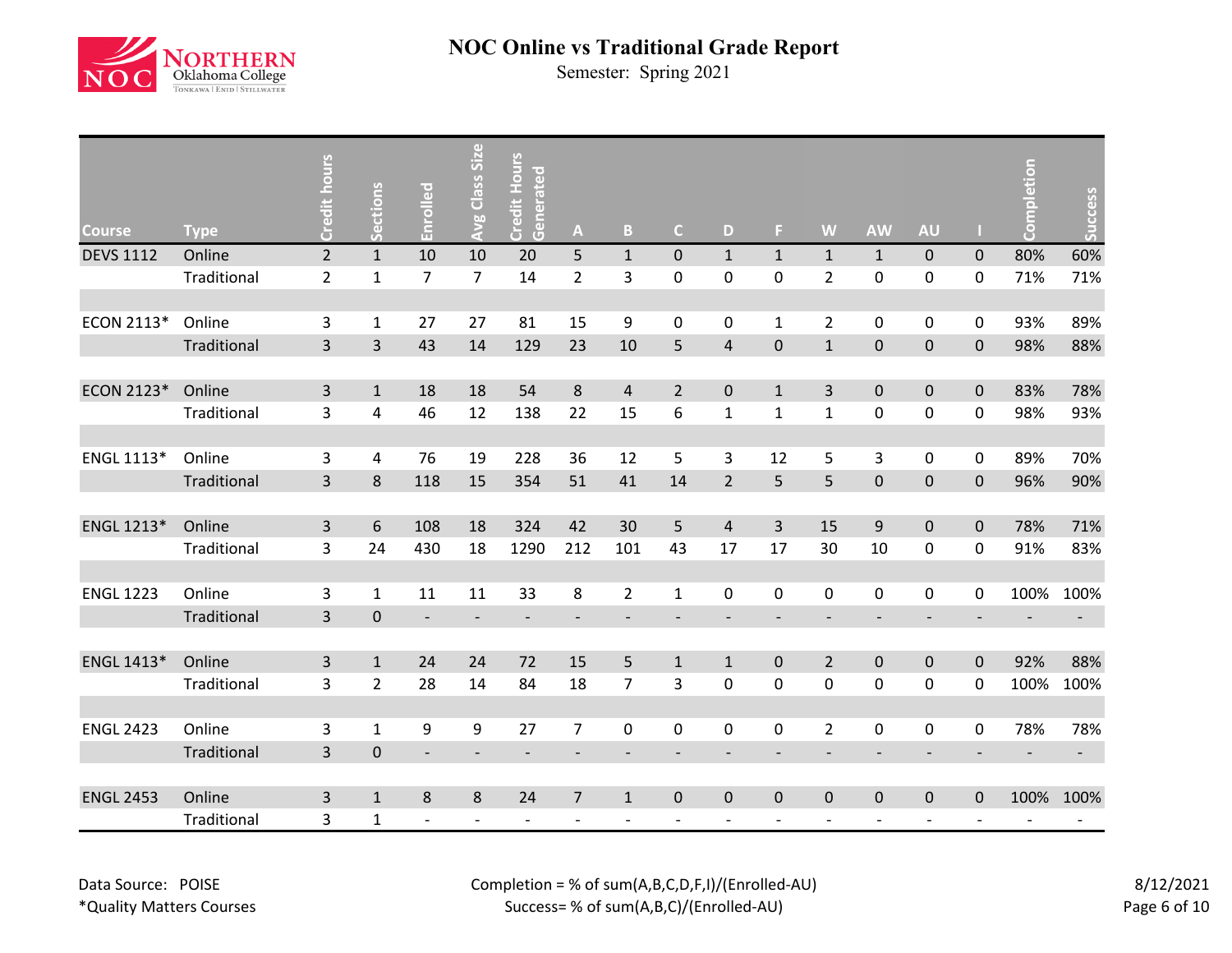# NOC Online vs Traditional Grade Report

Semester: Spring 2021

| Course | Type | Credit hours | Sections | Enrolled | Avg Class Size | Credit Hours Generated | A | B | C | D | F | W | AW | AU | I | Completion | Success |
|---|---|---|---|---|---|---|---|---|---|---|---|---|---|---|---|---|---|
| DEVS 1112 | Online | 2 | 1 | 10 | 10 | 20 | 5 | 1 | 0 | 1 | 1 | 1 | 1 | 0 | 0 | 80% | 60% |
| | Traditional | 2 | 1 | 7 | 7 | 14 | 2 | 3 | 0 | 0 | 0 | 2 | 0 | 0 | 0 | 71% | 71% |
| ECON 2113* | Online | 3 | 1 | 27 | 27 | 81 | 15 | 9 | 0 | 0 | 1 | 2 | 0 | 0 | 0 | 93% | 89% |
| | Traditional | 3 | 3 | 43 | 14 | 129 | 23 | 10 | 5 | 4 | 0 | 1 | 0 | 0 | 0 | 98% | 88% |
| ECON 2123* | Online | 3 | 1 | 18 | 18 | 54 | 8 | 4 | 2 | 0 | 1 | 3 | 0 | 0 | 0 | 83% | 78% |
| | Traditional | 3 | 4 | 46 | 12 | 138 | 22 | 15 | 6 | 1 | 1 | 1 | 0 | 0 | 0 | 98% | 93% |
| ENGL 1113* | Online | 3 | 4 | 76 | 19 | 228 | 36 | 12 | 5 | 3 | 12 | 5 | 3 | 0 | 0 | 89% | 70% |
| | Traditional | 3 | 8 | 118 | 15 | 354 | 51 | 41 | 14 | 2 | 5 | 5 | 0 | 0 | 0 | 96% | 90% |
| ENGL 1213* | Online | 3 | 6 | 108 | 18 | 324 | 42 | 30 | 5 | 4 | 3 | 15 | 9 | 0 | 0 | 78% | 71% |
| | Traditional | 3 | 24 | 430 | 18 | 1290 | 212 | 101 | 43 | 17 | 17 | 30 | 10 | 0 | 0 | 91% | 83% |
| ENGL 1223 | Online | 3 | 1 | 11 | 11 | 33 | 8 | 2 | 1 | 0 | 0 | 0 | 0 | 0 | 0 | 100% | 100% |
| | Traditional | 3 | 0 | - | - | - | - | - | - | - | - | - | - | - | - | - | - |
| ENGL 1413* | Online | 3 | 1 | 24 | 24 | 72 | 15 | 5 | 1 | 1 | 0 | 2 | 0 | 0 | 0 | 92% | 88% |
| | Traditional | 3 | 2 | 28 | 14 | 84 | 18 | 7 | 3 | 0 | 0 | 0 | 0 | 0 | 0 | 100% | 100% |
| ENGL 2423 | Online | 3 | 1 | 9 | 9 | 27 | 7 | 0 | 0 | 0 | 0 | 2 | 0 | 0 | 0 | 78% | 78% |
| | Traditional | 3 | 0 | - | - | - | - | - | - | - | - | - | - | - | - | - | - |
| ENGL 2453 | Online | 3 | 1 | 8 | 8 | 24 | 7 | 1 | 0 | 0 | 0 | 0 | 0 | 0 | 0 | 100% | 100% |
| | Traditional | 3 | 1 | - | - | - | - | - | - | - | - | - | - | - | - | - | - |

Data Source: POISE

*Quality Matters Courses

Completion = % of sum(A,B,C,D,F,I)/(Enrolled-AU)

Success= % of sum(A,B,C)/(Enrolled-AU)

8/12/2021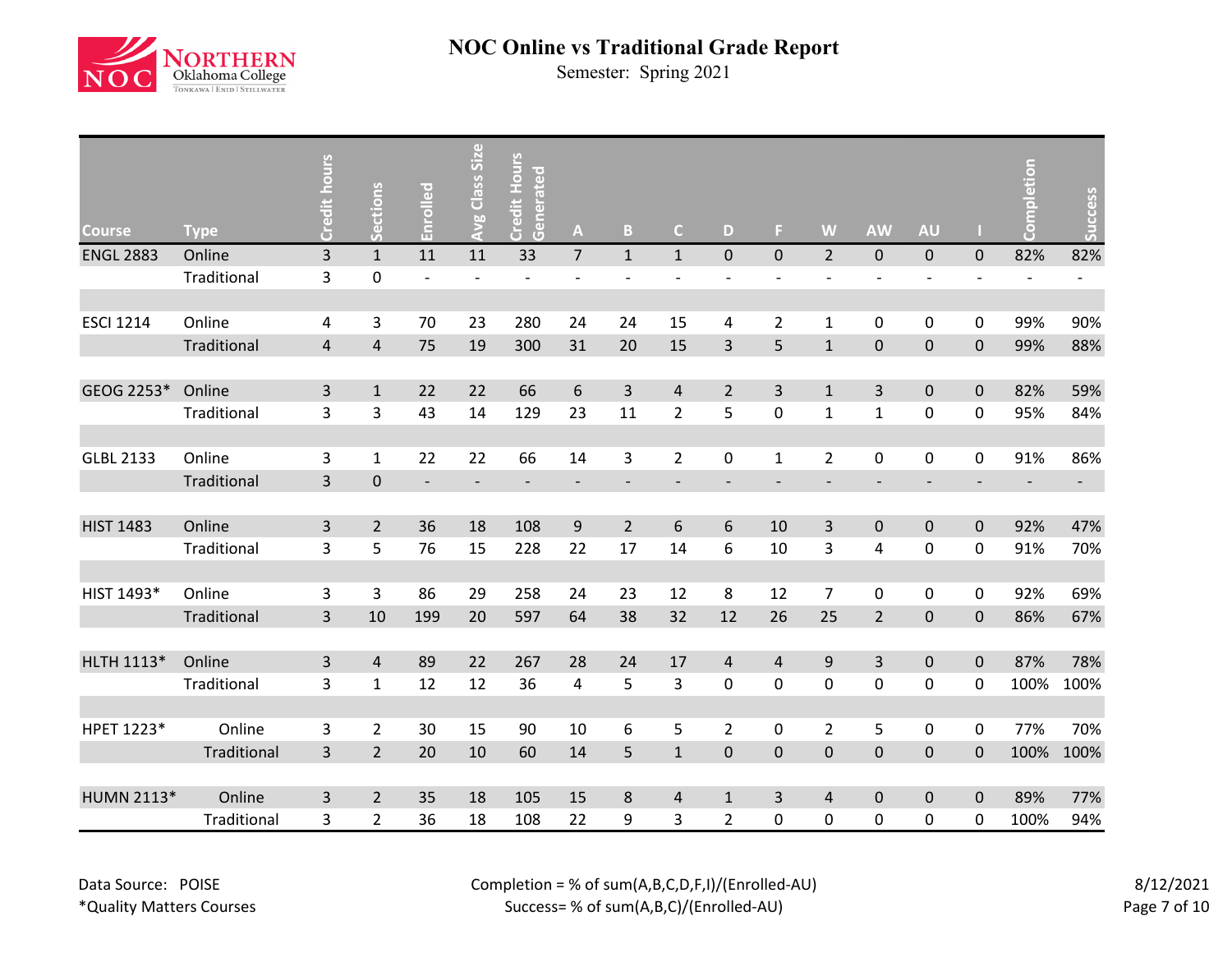# NOC Online vs Traditional Grade Report

Semester: Spring 2021

| Course | Type | Credit hours | Sections | Enrolled | Avg Class Size | Credit Hours Generated | A | B | C | D | F | W | AW | AU | I | Completion | Success |
|---|---|---|---|---|---|---|---|---|---|---|---|---|---|---|---|---|---|
| ENGL 2883 | Online | 3 | 1 | 11 | 11 | 33 | 7 | 1 | 1 | 0 | 0 | 2 | 0 | 0 | 0 | 82% | 82% |
| | Traditional | 3 | 0 | - | - | - | - | - | - | - | - | - | - | - | - | - | - |
| ESCI 1214 | Online | 4 | 3 | 70 | 23 | 280 | 24 | 24 | 15 | 4 | 2 | 1 | 0 | 0 | 0 | 99% | 90% |
| | Traditional | 4 | 4 | 75 | 19 | 300 | 31 | 20 | 15 | 3 | 5 | 1 | 0 | 0 | 0 | 99% | 88% |
| GEOG 2253* | Online | 3 | 1 | 22 | 22 | 66 | 6 | 3 | 4 | 2 | 3 | 1 | 3 | 0 | 0 | 82% | 59% |
| | Traditional | 3 | 3 | 43 | 14 | 129 | 23 | 11 | 2 | 5 | 0 | 1 | 1 | 0 | 0 | 95% | 84% |
| GLBL 2133 | Online | 3 | 1 | 22 | 22 | 66 | 14 | 3 | 2 | 0 | 1 | 2 | 0 | 0 | 0 | 91% | 86% |
| | Traditional | 3 | 0 | - | - | - | - | - | - | - | - | - | - | - | - | - | - |
| HIST 1483 | Online | 3 | 2 | 36 | 18 | 108 | 9 | 2 | 6 | 6 | 10 | 3 | 0 | 0 | 0 | 92% | 47% |
| | Traditional | 3 | 5 | 76 | 15 | 228 | 22 | 17 | 14 | 6 | 10 | 3 | 4 | 0 | 0 | 91% | 70% |
| HIST 1493* | Online | 3 | 3 | 86 | 29 | 258 | 24 | 23 | 12 | 8 | 12 | 7 | 0 | 0 | 0 | 92% | 69% |
| | Traditional | 3 | 10 | 199 | 20 | 597 | 64 | 38 | 32 | 12 | 26 | 25 | 2 | 0 | 0 | 86% | 67% |
| HLTH 1113* | Online | 3 | 4 | 89 | 22 | 267 | 28 | 24 | 17 | 4 | 4 | 9 | 3 | 0 | 0 | 87% | 78% |
| | Traditional | 3 | 1 | 12 | 12 | 36 | 4 | 5 | 3 | 0 | 0 | 0 | 0 | 0 | 0 | 100% | 100% |
| HPET 1223* | Online | 3 | 2 | 30 | 15 | 90 | 10 | 6 | 5 | 2 | 0 | 2 | 5 | 0 | 0 | 77% | 70% |
| | Traditional | 3 | 2 | 20 | 10 | 60 | 14 | 5 | 1 | 0 | 0 | 0 | 0 | 0 | 0 | 100% | 100% |
| HUMN 2113* | Online | 3 | 2 | 35 | 18 | 105 | 15 | 8 | 4 | 1 | 3 | 4 | 0 | 0 | 0 | 89% | 77% |
| | Traditional | 3 | 2 | 36 | 18 | 108 | 22 | 9 | 3 | 2 | 0 | 0 | 0 | 0 | 0 | 100% | 94% |

Data Source: POISE

*Quality Matters Courses

Completion = % of sum(A,B,C,D,F,I)/(Enrolled-AU)

Success= % of sum(A,B,C)/(Enrolled-AU)

8/12/2021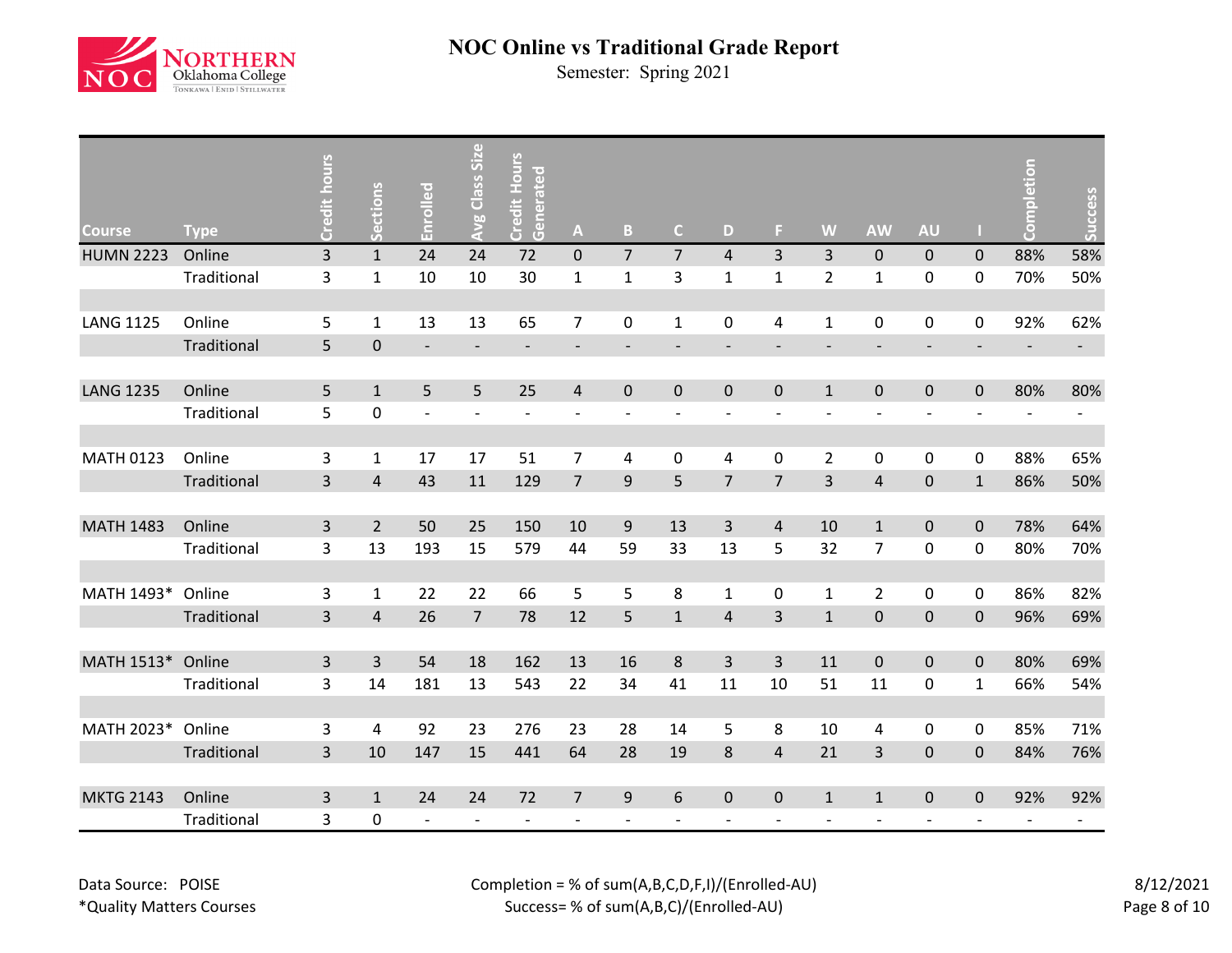# NOC Online vs Traditional Grade Report

Semester: Spring 2021

| Course | Type | Credit hours | Sections | Enrolled | Avg Class Size | Credit Hours Generated | A | B | C | D | F | W | AW | AU | I | Completion | Success |
|---|---|---|---|---|---|---|---|---|---|---|---|---|---|---|---|---|---|
| HUMN 2223 | Online | 3 | 1 | 24 | 24 | 72 | 0 | 7 | 7 | 4 | 3 | 3 | 0 | 0 | 0 | 88% | 58% |
| | Traditional | 3 | 1 | 10 | 10 | 30 | 1 | 1 | 3 | 1 | 1 | 2 | 1 | 0 | 0 | 70% | 50% |
| LANG 1125 | Online | 5 | 1 | 13 | 13 | 65 | 7 | 0 | 1 | 0 | 4 | 1 | 0 | 0 | 0 | 92% | 62% |
| | Traditional | 5 | 0 | - | - | - | - | - | - | - | - | - | - | - | - | - | - |
| LANG 1235 | Online | 5 | 1 | 5 | 5 | 25 | 4 | 0 | 0 | 0 | 0 | 1 | 0 | 0 | 0 | 80% | 80% |
| | Traditional | 5 | 0 | - | - | - | - | - | - | - | - | - | - | - | - | - | - |
| MATH 0123 | Online | 3 | 1 | 17 | 17 | 51 | 7 | 4 | 0 | 4 | 0 | 2 | 0 | 0 | 0 | 88% | 65% |
| | Traditional | 3 | 4 | 43 | 11 | 129 | 7 | 9 | 5 | 7 | 7 | 3 | 4 | 0 | 1 | 86% | 50% |
| MATH 1483 | Online | 3 | 2 | 50 | 25 | 150 | 10 | 9 | 13 | 3 | 4 | 10 | 1 | 0 | 0 | 78% | 64% |
| | Traditional | 3 | 13 | 193 | 15 | 579 | 44 | 59 | 33 | 13 | 5 | 32 | 7 | 0 | 0 | 80% | 70% |
| MATH 1493* | Online | 3 | 1 | 22 | 22 | 66 | 5 | 5 | 8 | 1 | 0 | 1 | 2 | 0 | 0 | 86% | 82% |
| | Traditional | 3 | 4 | 26 | 7 | 78 | 12 | 5 | 1 | 4 | 3 | 1 | 0 | 0 | 0 | 96% | 69% |
| MATH 1513* | Online | 3 | 3 | 54 | 18 | 162 | 13 | 16 | 8 | 3 | 3 | 11 | 0 | 0 | 0 | 80% | 69% |
| | Traditional | 3 | 14 | 181 | 13 | 543 | 22 | 34 | 41 | 11 | 10 | 51 | 11 | 0 | 1 | 66% | 54% |
| MATH 2023* | Online | 3 | 4 | 92 | 23 | 276 | 23 | 28 | 14 | 5 | 8 | 10 | 4 | 0 | 0 | 85% | 71% |
| | Traditional | 3 | 10 | 147 | 15 | 441 | 64 | 28 | 19 | 8 | 4 | 21 | 3 | 0 | 0 | 84% | 76% |
| MKTG 2143 | Online | 3 | 1 | 24 | 24 | 72 | 7 | 9 | 6 | 0 | 0 | 1 | 1 | 0 | 0 | 92% | 92% |
| | Traditional | 3 | 0 | - | - | - | - | - | - | - | - | - | - | - | - | - | - |

Data Source: POISE

*Quality Matters Courses

Completion = % of sum(A,B,C,D,F,I)/(Enrolled-AU)

Success= % of sum(A,B,C)/(Enrolled-AU)

8/12/2021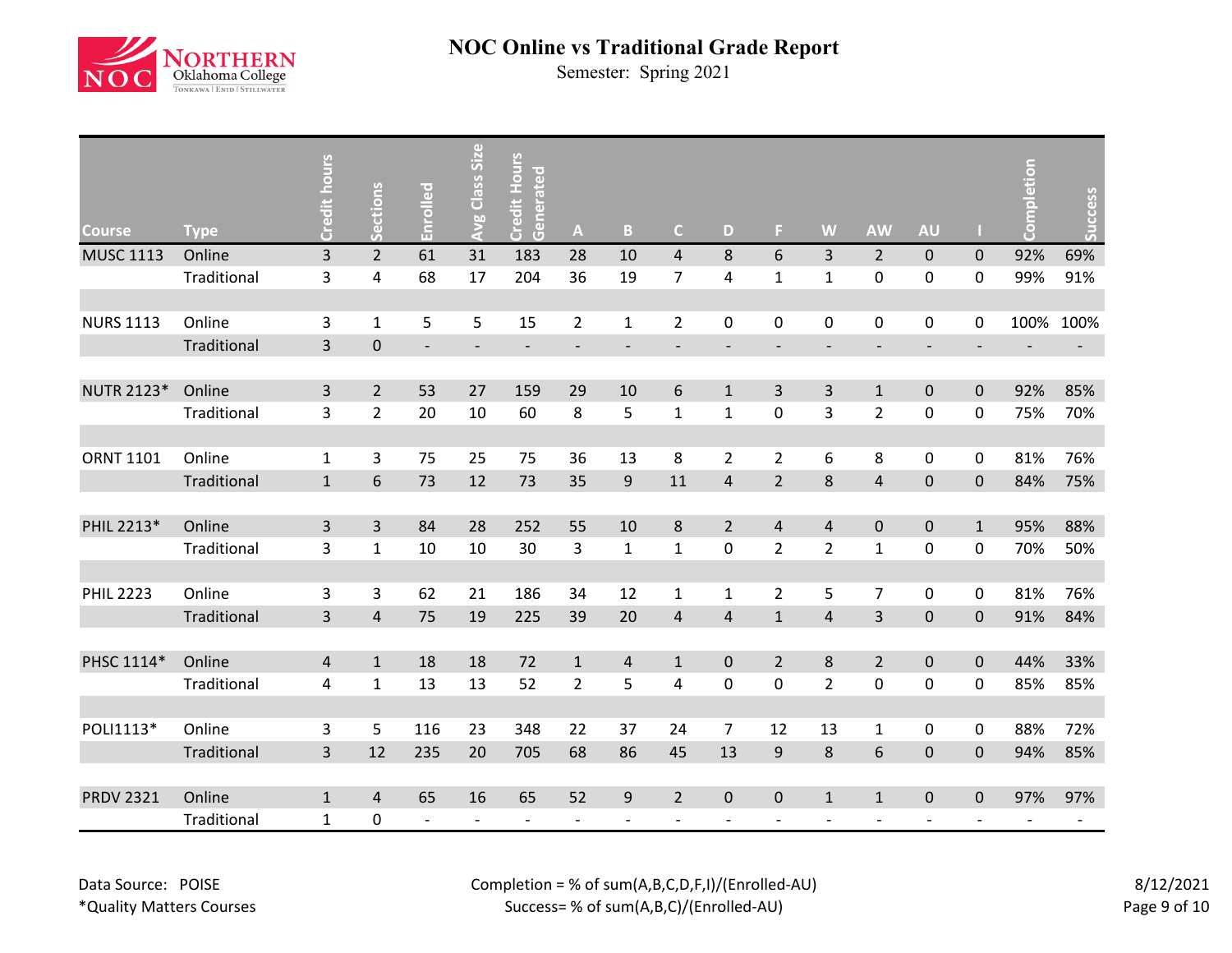# NOC Online vs Traditional Grade Report

Semester: Spring 2021

| Course | Type | Credit hours | Sections | Enrolled | Avg Class Size | Credit Hours Generated | A | B | C | D | F | W | AW | AU | I | Completion | Success |
|---|---|---|---|---|---|---|---|---|---|---|---|---|---|---|---|---|---|
| MUSC 1113 | Online | 3 | 2 | 61 | 31 | 183 | 28 | 10 | 4 | 8 | 6 | 3 | 2 | 0 | 0 | 92% | 69% |
| | Traditional | 3 | 4 | 68 | 17 | 204 | 36 | 19 | 7 | 4 | 1 | 1 | 0 | 0 | 0 | 99% | 91% |
| NURS 1113 | Online | 3 | 1 | 5 | 5 | 15 | 2 | 1 | 2 | 0 | 0 | 0 | 0 | 0 | 0 | 100% | 100% |
| | Traditional | 3 | 0 | - | - | - | - | - | - | - | - | - | - | - | - | - | - |
| NUTR 2123* | Online | 3 | 2 | 53 | 27 | 159 | 29 | 10 | 6 | 1 | 3 | 3 | 1 | 0 | 0 | 92% | 85% |
| | Traditional | 3 | 2 | 20 | 10 | 60 | 8 | 5 | 1 | 1 | 0 | 3 | 2 | 0 | 0 | 75% | 70% |
| ORNT 1101 | Online | 1 | 3 | 75 | 25 | 75 | 36 | 13 | 8 | 2 | 2 | 6 | 8 | 0 | 0 | 81% | 76% |
| | Traditional | 1 | 6 | 73 | 12 | 73 | 35 | 9 | 11 | 4 | 2 | 8 | 4 | 0 | 0 | 84% | 75% |
| PHIL 2213* | Online | 3 | 3 | 84 | 28 | 252 | 55 | 10 | 8 | 2 | 4 | 4 | 0 | 0 | 1 | 95% | 88% |
| | Traditional | 3 | 1 | 10 | 10 | 30 | 3 | 1 | 1 | 0 | 2 | 2 | 1 | 0 | 0 | 70% | 50% |
| PHIL 2223 | Online | 3 | 3 | 62 | 21 | 186 | 34 | 12 | 1 | 1 | 2 | 5 | 7 | 0 | 0 | 81% | 76% |
| | Traditional | 3 | 4 | 75 | 19 | 225 | 39 | 20 | 4 | 4 | 1 | 4 | 3 | 0 | 0 | 91% | 84% |
| PHSC 1114* | Online | 4 | 1 | 18 | 18 | 72 | 1 | 4 | 1 | 0 | 2 | 8 | 2 | 0 | 0 | 44% | 33% |
| | Traditional | 4 | 1 | 13 | 13 | 52 | 2 | 5 | 4 | 0 | 0 | 2 | 0 | 0 | 0 | 85% | 85% |
| POLI1113* | Online | 3 | 5 | 116 | 23 | 348 | 22 | 37 | 24 | 7 | 12 | 13 | 1 | 0 | 0 | 88% | 72% |
| | Traditional | 3 | 12 | 235 | 20 | 705 | 68 | 86 | 45 | 13 | 9 | 8 | 6 | 0 | 0 | 94% | 85% |
| PRDV 2321 | Online | 1 | 4 | 65 | 16 | 65 | 52 | 9 | 2 | 0 | 0 | 1 | 1 | 0 | 0 | 97% | 97% |
| | Traditional | 1 | 0 | - | - | - | - | - | - | - | - | - | - | - | - | - | - |

Data Source: POISE
*Quality Matters Courses

Completion = % of sum(A,B,C,D,F,I)/(Enrolled-AU)
Success= % of sum(A,B,C)/(Enrolled-AU)

8/12/2021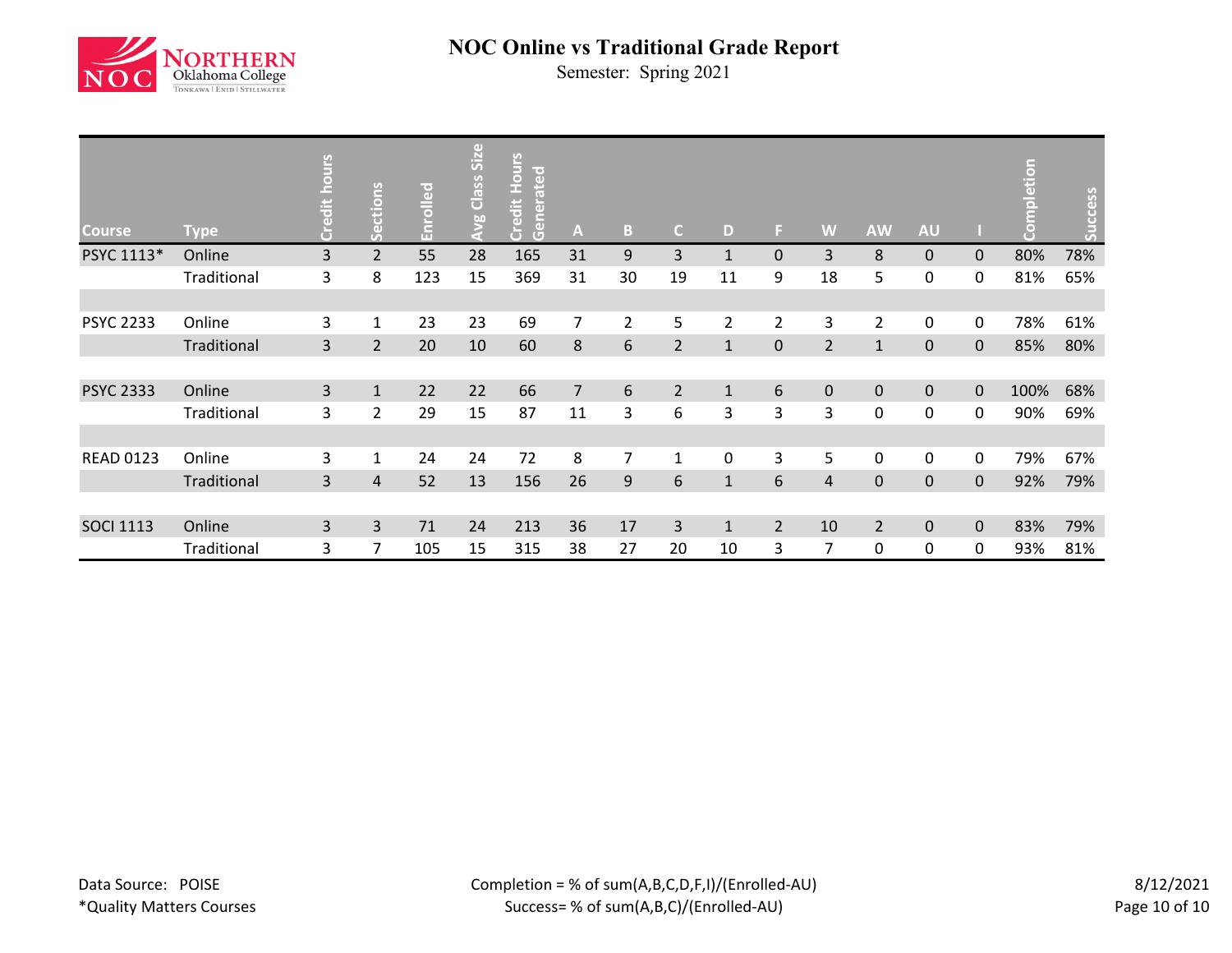# NOC Online vs Traditional Grade Report

Semester: Spring 2021

| Course | Type | Credit hours | Sections | Enrolled | Avg Class Size | Credit Hours Generated | A | B | C | D | F | W | AW | AU | I | Completion | Success |
|---|---|---|---|---|---|---|---|---|---|---|---|---|---|---|---|---|---|
| PSYC 1113* | Online | 3 | 2 | 55 | 28 | 165 | 31 | 9 | 3 | 1 | 0 | 3 | 8 | 0 | 0 | 80% | 78% |
| | Traditional | 3 | 8 | 123 | 15 | 369 | 31 | 30 | 19 | 11 | 9 | 18 | 5 | 0 | 0 | 81% | 65% |
| PSYC 2233 | Online | 3 | 1 | 23 | 23 | 69 | 7 | 2 | 5 | 2 | 2 | 3 | 2 | 0 | 0 | 78% | 61% |
| | Traditional | 3 | 2 | 20 | 10 | 60 | 8 | 6 | 2 | 1 | 0 | 2 | 1 | 0 | 0 | 85% | 80% |
| PSYC 2333 | Online | 3 | 1 | 22 | 22 | 66 | 7 | 6 | 2 | 1 | 6 | 0 | 0 | 0 | 0 | 100% | 68% |
| | Traditional | 3 | 2 | 29 | 15 | 87 | 11 | 3 | 6 | 3 | 3 | 3 | 0 | 0 | 0 | 90% | 69% |
| READ 0123 | Online | 3 | 1 | 24 | 24 | 72 | 8 | 7 | 1 | 0 | 3 | 5 | 0 | 0 | 0 | 79% | 67% |
| | Traditional | 3 | 4 | 52 | 13 | 156 | 26 | 9 | 6 | 1 | 6 | 4 | 0 | 0 | 0 | 92% | 79% |
| SOCI 1113 | Online | 3 | 3 | 71 | 24 | 213 | 36 | 17 | 3 | 1 | 2 | 10 | 2 | 0 | 0 | 83% | 79% |
| | Traditional | 3 | 7 | 105 | 15 | 315 | 38 | 27 | 20 | 10 | 3 | 7 | 0 | 0 | 0 | 93% | 81% |

Data Source: POISE

*Quality Matters Courses

Completion = % of sum(A,B,C,D,F,I)/(Enrolled-AU)

Success= % of sum(A,B,C)/(Enrolled-AU)

8/12/2021